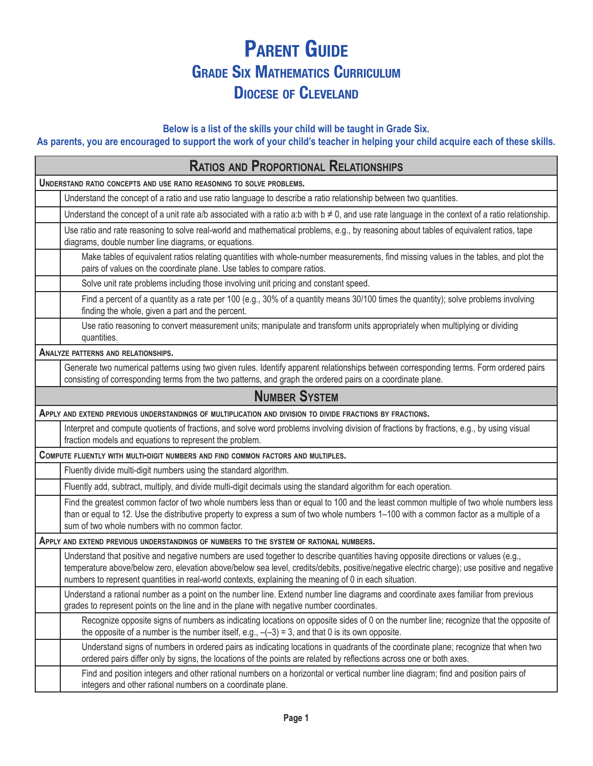# Parent Guide

## Grade Six Mathematics Curriculum

## Diocese of Cleveland

**Below is a list of the skills your child will be taught in Grade Six.**
**As parents, you are encouraged to support the work of your child's teacher in helping your child acquire each of these skills.**

| Ratios and Proportional Relationships | |
|---|---|
| **Understand ratio concepts and use ratio reasoning to solve problems.** | |
| | Understand the concept of a ratio and use ratio language to describe a ratio relationship between two quantities. |
| | Understand the concept of a unit rate $a/b$ associated with a ratio $a:b$ with $b \neq 0$, and use rate language in the context of a ratio relationship. |
| | Use ratio and rate reasoning to solve real-world and mathematical problems, e.g., by reasoning about tables of equivalent ratios, tape diagrams, double number line diagrams, or equations. |
| | Make tables of equivalent ratios relating quantities with whole-number measurements, find missing values in the tables, and plot the pairs of values on the coordinate plane. Use tables to compare ratios. |
| | Solve unit rate problems including those involving unit pricing and constant speed. |
| | Find a percent of a quantity as a rate per 100 (e.g., 30% of a quantity means 30/100 times the quantity); solve problems involving finding the whole, given a part and the percent. |
| | Use ratio reasoning to convert measurement units; manipulate and transform units appropriately when multiplying or dividing quantities. |
| **Analyze patterns and relationships.** | |
| | Generate two numerical patterns using two given rules. Identify apparent relationships between corresponding terms. Form ordered pairs consisting of corresponding terms from the two patterns, and graph the ordered pairs on a coordinate plane. |
| **Number System** | |
| **Apply and extend previous understandings of multiplication and division to divide fractions by fractions.** | |
| | Interpret and compute quotients of fractions, and solve word problems involving division of fractions by fractions, e.g., by using visual fraction models and equations to represent the problem. |
| **Compute fluently with multi-digit numbers and find common factors and multiples.** | |
| | Fluently divide multi-digit numbers using the standard algorithm. |
| | Fluently add, subtract, multiply, and divide multi-digit decimals using the standard algorithm for each operation. |
| | Find the greatest common factor of two whole numbers less than or equal to 100 and the least common multiple of two whole numbers less than or equal to 12. Use the distributive property to express a sum of two whole numbers 1–100 with a common factor as a multiple of a sum of two whole numbers with no common factor. |
| **Apply and extend previous understandings of numbers to the system of rational numbers.** | |
| | Understand that positive and negative numbers are used together to describe quantities having opposite directions or values (e.g., temperature above/below zero, elevation above/below sea level, credits/debits, positive/negative electric charge); use positive and negative numbers to represent quantities in real-world contexts, explaining the meaning of 0 in each situation. |
| | Understand a rational number as a point on the number line. Extend number line diagrams and coordinate axes familiar from previous grades to represent points on the line and in the plane with negative number coordinates. |
| | Recognize opposite signs of numbers as indicating locations on opposite sides of 0 on the number line; recognize that the opposite of the opposite of a number is the number itself, e.g., $-(-3) = 3$, and that 0 is its own opposite. |
| | Understand signs of numbers in ordered pairs as indicating locations in quadrants of the coordinate plane; recognize that when two ordered pairs differ only by signs, the locations of the points are related by reflections across one or both axes. |
| | Find and position integers and other rational numbers on a horizontal or vertical number line diagram; find and position pairs of integers and other rational numbers on a coordinate plane. |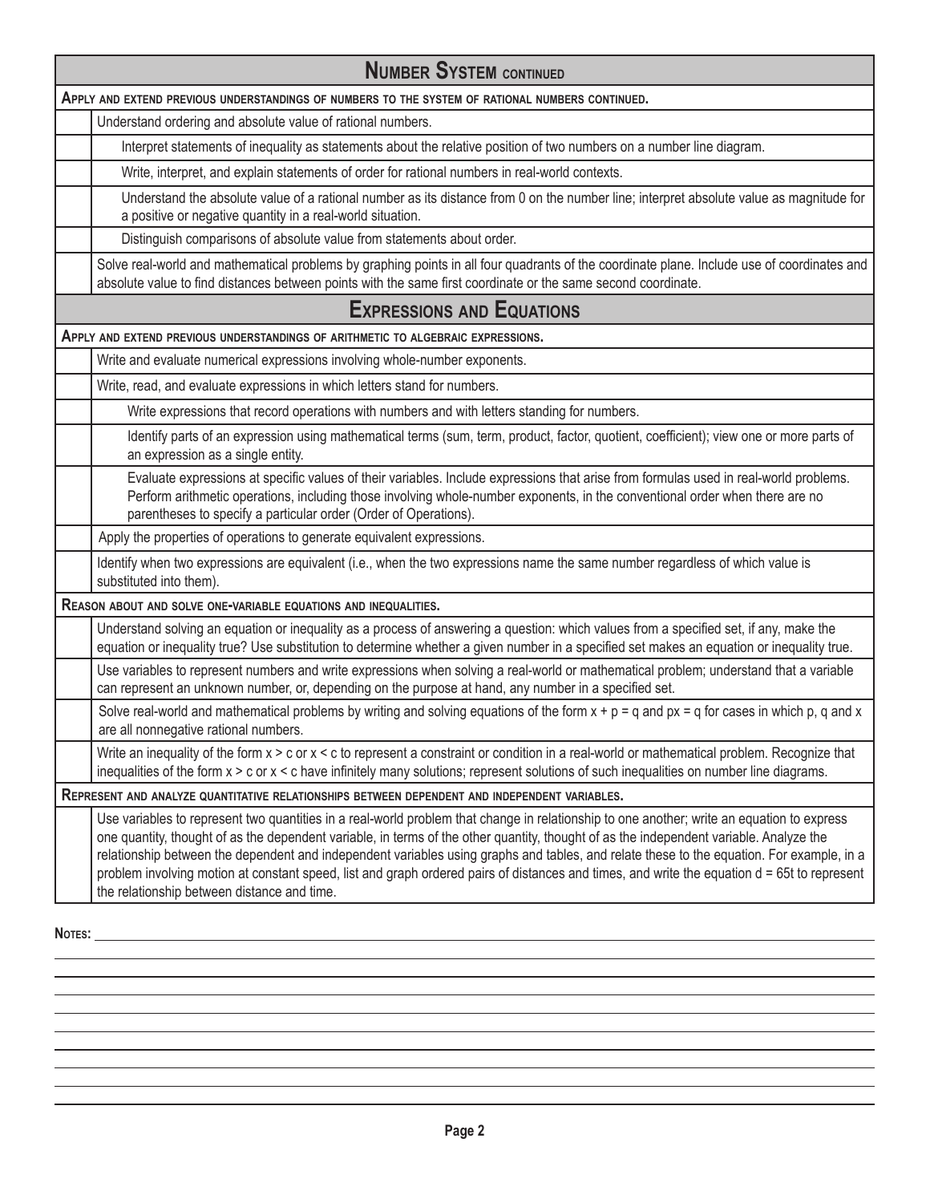| | |
|---|---|
| | **NUMBER SYSTEM CONTINUED** |
| | **APPLY AND EXTEND PREVIOUS UNDERSTANDINGS OF NUMBERS TO THE SYSTEM OF RATIONAL NUMBERS CONTINUED.** |
| | Understand ordering and absolute value of rational numbers. |
| | Interpret statements of inequality as statements about the relative position of two numbers on a number line diagram. |
| | Write, interpret, and explain statements of order for rational numbers in real-world contexts. |
| | Understand the absolute value of a rational number as its distance from 0 on the number line; interpret absolute value as magnitude for a positive or negative quantity in a real-world situation. |
| | Distinguish comparisons of absolute value from statements about order. |
| | Solve real-world and mathematical problems by graphing points in all four quadrants of the coordinate plane. Include use of coordinates and absolute value to find distances between points with the same first coordinate or the same second coordinate. |
| | **EXPRESSIONS AND EQUATIONS** |
| | **APPLY AND EXTEND PREVIOUS UNDERSTANDINGS OF ARITHMETIC TO ALGEBRAIC EXPRESSIONS.** |
| | Write and evaluate numerical expressions involving whole-number exponents. |
| | Write, read, and evaluate expressions in which letters stand for numbers. |
| | Write expressions that record operations with numbers and with letters standing for numbers. |
| | Identify parts of an expression using mathematical terms (sum, term, product, factor, quotient, coefficient); view one or more parts of an expression as a single entity. |
| | Evaluate expressions at specific values of their variables. Include expressions that arise from formulas used in real-world problems. Perform arithmetic operations, including those involving whole-number exponents, in the conventional order when there are no parentheses to specify a particular order (Order of Operations). |
| | Apply the properties of operations to generate equivalent expressions. |
| | Identify when two expressions are equivalent (i.e., when the two expressions name the same number regardless of which value is substituted into them). |
| | **REASON ABOUT AND SOLVE ONE-VARIABLE EQUATIONS AND INEQUALITIES.** |
| | Understand solving an equation or inequality as a process of answering a question: which values from a specified set, if any, make the equation or inequality true? Use substitution to determine whether a given number in a specified set makes an equation or inequality true. |
| | Use variables to represent numbers and write expressions when solving a real-world or mathematical problem; understand that a variable can represent an unknown number, or, depending on the purpose at hand, any number in a specified set. |
| | Solve real-world and mathematical problems by writing and solving equations of the form $x + p = q$ and $px = q$ for cases in which p, q and x are all nonnegative rational numbers. |
| | Write an inequality of the form $x > c$ or $x < c$ to represent a constraint or condition in a real-world or mathematical problem. Recognize that inequalities of the form $x > c$ or $x < c$ have infinitely many solutions; represent solutions of such inequalities on number line diagrams. |
| | **REPRESENT AND ANALYZE QUANTITATIVE RELATIONSHIPS BETWEEN DEPENDENT AND INDEPENDENT VARIABLES.** |
| | Use variables to represent two quantities in a real-world problem that change in relationship to one another; write an equation to express one quantity, thought of as the dependent variable, in terms of the other quantity, thought of as the independent variable. Analyze the relationship between the dependent and independent variables using graphs and tables, and relate these to the equation. For example, in a problem involving motion at constant speed, list and graph ordered pairs of distances and times, and write the equation $d = 65t$ to represent the relationship between distance and time. |

**NOTES:**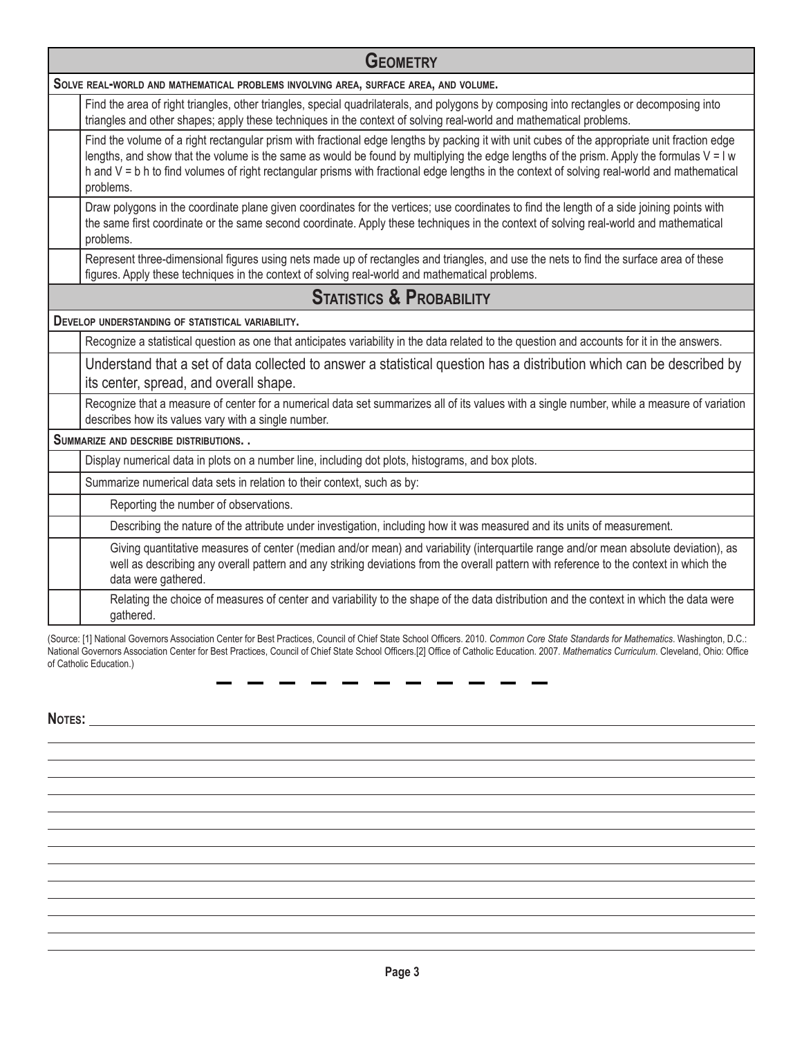| | |
|---|---|
| **Geometry** | |
| **Solve real-world and mathematical problems involving area, surface area, and volume.** | |
| | Find the area of right triangles, other triangles, special quadrilaterals, and polygons by composing into rectangles or decomposing into triangles and other shapes; apply these techniques in the context of solving real-world and mathematical problems. |
| | Find the volume of a right rectangular prism with fractional edge lengths by packing it with unit cubes of the appropriate unit fraction edge lengths, and show that the volume is the same as would be found by multiplying the edge lengths of the prism. Apply the formulas $V = l\ w\ h$ and $V = b\ h$ to find volumes of right rectangular prisms with fractional edge lengths in the context of solving real-world and mathematical problems. |
| | Draw polygons in the coordinate plane given coordinates for the vertices; use coordinates to find the length of a side joining points with the same first coordinate or the same second coordinate. Apply these techniques in the context of solving real-world and mathematical problems. |
| | Represent three-dimensional figures using nets made up of rectangles and triangles, and use the nets to find the surface area of these figures. Apply these techniques in the context of solving real-world and mathematical problems. |
| **Statistics & Probability** | |
| **Develop understanding of statistical variability.** | |
| | Recognize a statistical question as one that anticipates variability in the data related to the question and accounts for it in the answers. |
| | Understand that a set of data collected to answer a statistical question has a distribution which can be described by its center, spread, and overall shape. |
| | Recognize that a measure of center for a numerical data set summarizes all of its values with a single number, while a measure of variation describes how its values vary with a single number. |
| **Summarize and describe distributions. .** | |
| | Display numerical data in plots on a number line, including dot plots, histograms, and box plots. |
| | Summarize numerical data sets in relation to their context, such as by: |
| | Reporting the number of observations. |
| | Describing the nature of the attribute under investigation, including how it was measured and its units of measurement. |
| | Giving quantitative measures of center (median and/or mean) and variability (interquartile range and/or mean absolute deviation), as well as describing any overall pattern and any striking deviations from the overall pattern with reference to the context in which the data were gathered. |
| | Relating the choice of measures of center and variability to the shape of the data distribution and the context in which the data were gathered. |

(Source: [1] National Governors Association Center for Best Practices, Council of Chief State School Officers. 2010. *Common Core State Standards for Mathematics*. Washington, D.C.: National Governors Association Center for Best Practices, Council of Chief State School Officers.[2] Office of Catholic Education. 2007. *Mathematics Curriculum*. Cleveland, Ohio: Office of Catholic Education.)

**Notes:**